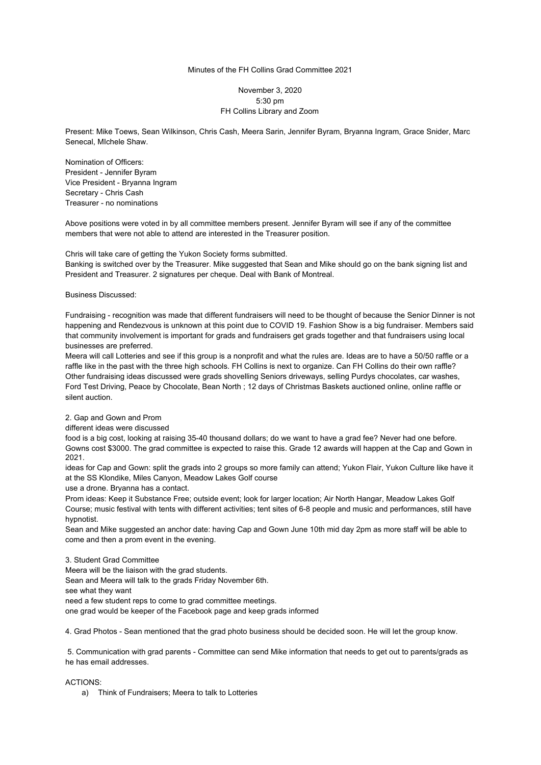Minutes of the FH Collins Grad Committee 2021

November 3, 2020
5:30 pm
FH Collins Library and Zoom

Present: Mike Toews, Sean Wilkinson, Chris Cash, Meera Sarin, Jennifer Byram, Bryanna Ingram, Grace Snider, Marc Senecal, MIchele Shaw.

Nomination of Officers:
President - Jennifer Byram
Vice President - Bryanna Ingram
Secretary - Chris Cash
Treasurer - no nominations

Above positions were voted in by all committee members present. Jennifer Byram will see if any of the committee members that were not able to attend are interested in the Treasurer position.

Chris will take care of getting the Yukon Society forms submitted.
Banking is switched over by the Treasurer. Mike suggested that Sean and Mike should go on the bank signing list and President and Treasurer. 2 signatures per cheque. Deal with Bank of Montreal.

Business Discussed:

Fundraising - recognition was made that different fundraisers will need to be thought of because the Senior Dinner is not happening and Rendezvous is unknown at this point due to COVID 19. Fashion Show is a big fundraiser. Members said that community involvement is important for grads and fundraisers get grads together and that fundraisers using local businesses are preferred.
Meera will call Lotteries and see if this group is a nonprofit and what the rules are. Ideas are to have a 50/50 raffle or a raffle like in the past with the three high schools. FH Collins is next to organize. Can FH Collins do their own raffle? Other fundraising ideas discussed were grads shovelling Seniors driveways, selling Purdys chocolates, car washes, Ford Test Driving, Peace by Chocolate, Bean North ; 12 days of Christmas Baskets auctioned online, online raffle or silent auction.

2. Gap and Gown and Prom
different ideas were discussed
food is a big cost, looking at raising 35-40 thousand dollars; do we want to have a grad fee? Never had one before. Gowns cost $3000. The grad committee is expected to raise this. Grade 12 awards will happen at the Cap and Gown in 2021.
ideas for Cap and Gown: split the grads into 2 groups so more family can attend; Yukon Flair, Yukon Culture like have it at the SS Klondike, Miles Canyon, Meadow Lakes Golf course
use a drone. Bryanna has a contact.
Prom ideas: Keep it Substance Free; outside event; look for larger location; Air North Hangar, Meadow Lakes Golf Course; music festival with tents with different activities; tent sites of 6-8 people and music and performances, still have hypnotist.
Sean and Mike suggested an anchor date: having Cap and Gown June 10th mid day 2pm as more staff will be able to come and then a prom event in the evening.

3. Student Grad Committee
Meera will be the liaison with the grad students.
Sean and Meera will talk to the grads Friday November 6th.
see what they want
need a few student reps to come to grad committee meetings.
one grad would be keeper of the Facebook page and keep grads informed

4. Grad Photos - Sean mentioned that the grad photo business should be decided soon. He will let the group know.

5. Communication with grad parents - Committee can send Mike information that needs to get out to parents/grads as he has email addresses.

ACTIONS:

a) Think of Fundraisers; Meera to talk to Lotteries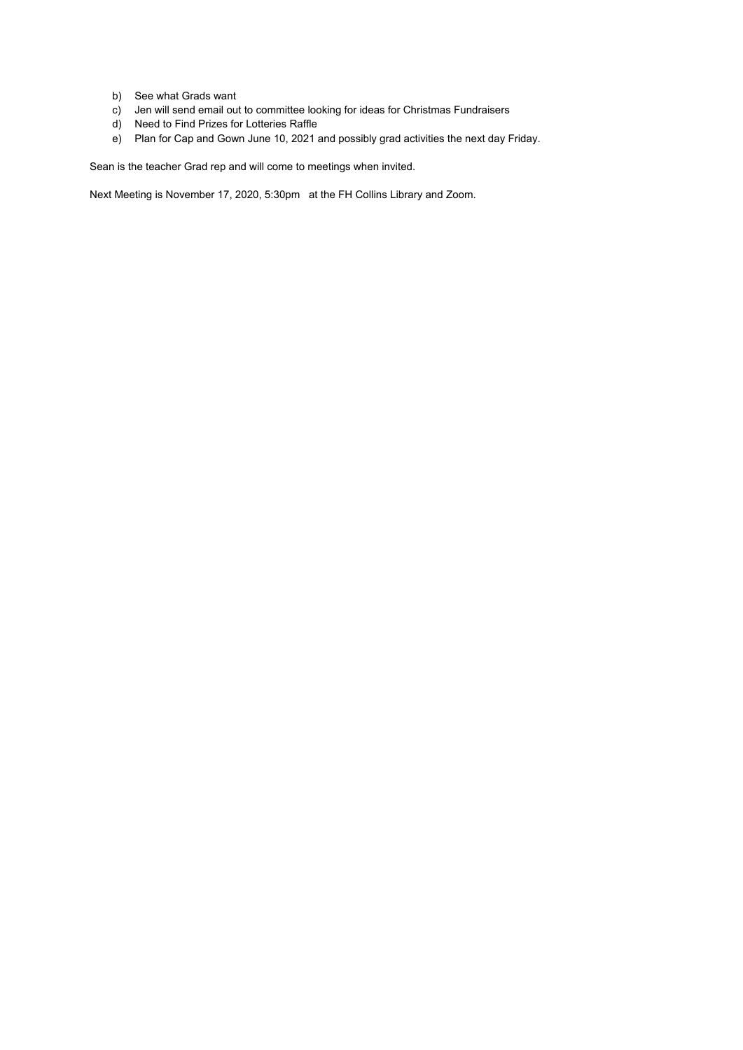b) See what Grads want
c) Jen will send email out to committee looking for ideas for Christmas Fundraisers
d) Need to Find Prizes for Lotteries Raffle
e) Plan for Cap and Gown June 10, 2021 and possibly grad activities the next day Friday.

Sean is the teacher Grad rep and will come to meetings when invited.

Next Meeting is November 17, 2020, 5:30pm at the FH Collins Library and Zoom.